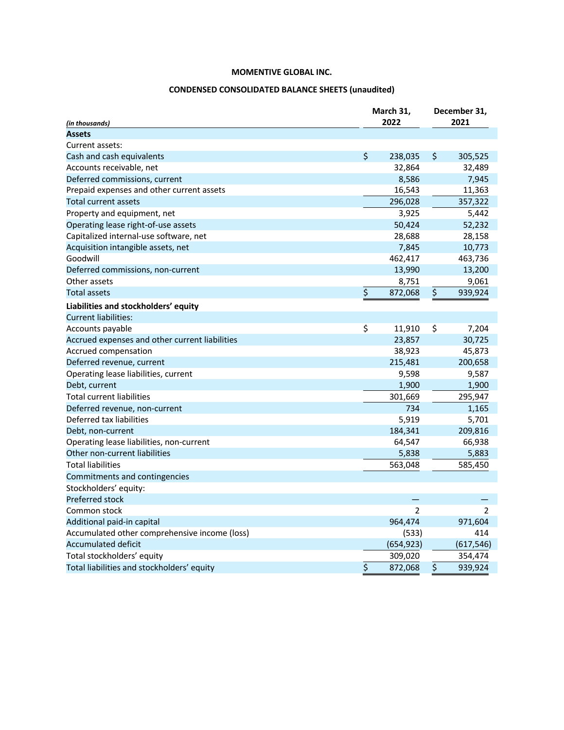**MOMENTIVE GLOBAL INC.**

**CONDENSED CONSOLIDATED BALANCE SHEETS (unaudited)**

| *(in thousands)* | March 31, 2022 | December 31, 2021 |
|---|---|---|
| **Assets** | | |
| Current assets: | | |
| Cash and cash equivalents | $ 238,035 | $ 305,525 |
| Accounts receivable, net | 32,864 | 32,489 |
| Deferred commissions, current | 8,586 | 7,945 |
| Prepaid expenses and other current assets | 16,543 | 11,363 |
| Total current assets | 296,028 | 357,322 |
| Property and equipment, net | 3,925 | 5,442 |
| Operating lease right-of-use assets | 50,424 | 52,232 |
| Capitalized internal-use software, net | 28,688 | 28,158 |
| Acquisition intangible assets, net | 7,845 | 10,773 |
| Goodwill | 462,417 | 463,736 |
| Deferred commissions, non-current | 13,990 | 13,200 |
| Other assets | 8,751 | 9,061 |
| Total assets | $ 872,068 | $ 939,924 |
| **Liabilities and stockholders' equity** | | |
| Current liabilities: | | |
| Accounts payable | $ 11,910 | $ 7,204 |
| Accrued expenses and other current liabilities | 23,857 | 30,725 |
| Accrued compensation | 38,923 | 45,873 |
| Deferred revenue, current | 215,481 | 200,658 |
| Operating lease liabilities, current | 9,598 | 9,587 |
| Debt, current | 1,900 | 1,900 |
| Total current liabilities | 301,669 | 295,947 |
| Deferred revenue, non-current | 734 | 1,165 |
| Deferred tax liabilities | 5,919 | 5,701 |
| Debt, non-current | 184,341 | 209,816 |
| Operating lease liabilities, non-current | 64,547 | 66,938 |
| Other non-current liabilities | 5,838 | 5,883 |
| Total liabilities | 563,048 | 585,450 |
| Commitments and contingencies | | |
| Stockholders' equity: | | |
| Preferred stock | — | — |
| Common stock | 2 | 2 |
| Additional paid-in capital | 964,474 | 971,604 |
| Accumulated other comprehensive income (loss) | (533) | 414 |
| Accumulated deficit | (654,923) | (617,546) |
| Total stockholders' equity | 309,020 | 354,474 |
| Total liabilities and stockholders' equity | $ 872,068 | $ 939,924 |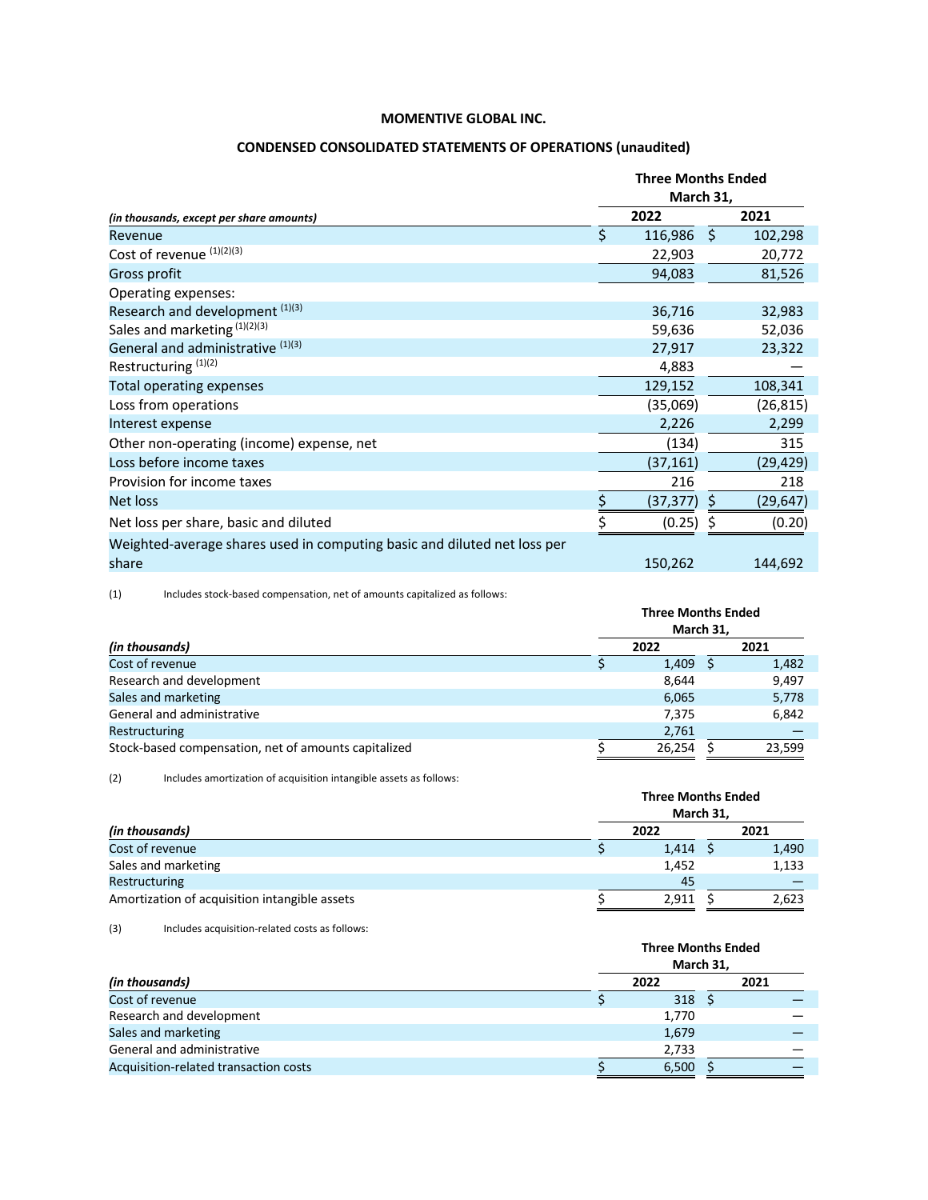# MOMENTIVE GLOBAL INC.

## CONDENSED CONSOLIDATED STATEMENTS OF OPERATIONS (unaudited)

| *(in thousands, except per share amounts)* | Three Months Ended March 31, 2022 | Three Months Ended March 31, 2021 |
|---|---|---|
| Revenue | $ 116,986 | $ 102,298 |
| Cost of revenue (1)(2)(3) | 22,903 | 20,772 |
| Gross profit | 94,083 | 81,526 |
| Operating expenses: | | |
| Research and development (1)(3) | 36,716 | 32,983 |
| Sales and marketing (1)(2)(3) | 59,636 | 52,036 |
| General and administrative (1)(3) | 27,917 | 23,322 |
| Restructuring (1)(2) | 4,883 | — |
| Total operating expenses | 129,152 | 108,341 |
| Loss from operations | (35,069) | (26,815) |
| Interest expense | 2,226 | 2,299 |
| Other non-operating (income) expense, net | (134) | 315 |
| Loss before income taxes | (37,161) | (29,429) |
| Provision for income taxes | 216 | 218 |
| Net loss | $ (37,377) | $ (29,647) |
| Net loss per share, basic and diluted | $ (0.25) | $ (0.20) |
| Weighted-average shares used in computing basic and diluted net loss per share | 150,262 | 144,692 |

(1) Includes stock-based compensation, net of amounts capitalized as follows:

| *(in thousands)* | Three Months Ended March 31, 2022 | Three Months Ended March 31, 2021 |
|---|---|---|
| Cost of revenue | $ 1,409 | $ 1,482 |
| Research and development | 8,644 | 9,497 |
| Sales and marketing | 6,065 | 5,778 |
| General and administrative | 7,375 | 6,842 |
| Restructuring | 2,761 | — |
| Stock-based compensation, net of amounts capitalized | $ 26,254 | $ 23,599 |

(2) Includes amortization of acquisition intangible assets as follows:

| *(in thousands)* | Three Months Ended March 31, 2022 | Three Months Ended March 31, 2021 |
|---|---|---|
| Cost of revenue | $ 1,414 | $ 1,490 |
| Sales and marketing | 1,452 | 1,133 |
| Restructuring | 45 | — |
| Amortization of acquisition intangible assets | $ 2,911 | $ 2,623 |

(3) Includes acquisition-related costs as follows:

| *(in thousands)* | Three Months Ended March 31, 2022 | Three Months Ended March 31, 2021 |
|---|---|---|
| Cost of revenue | $ 318 | $ — |
| Research and development | 1,770 | — |
| Sales and marketing | 1,679 | — |
| General and administrative | 2,733 | — |
| Acquisition-related transaction costs | $ 6,500 | $ — |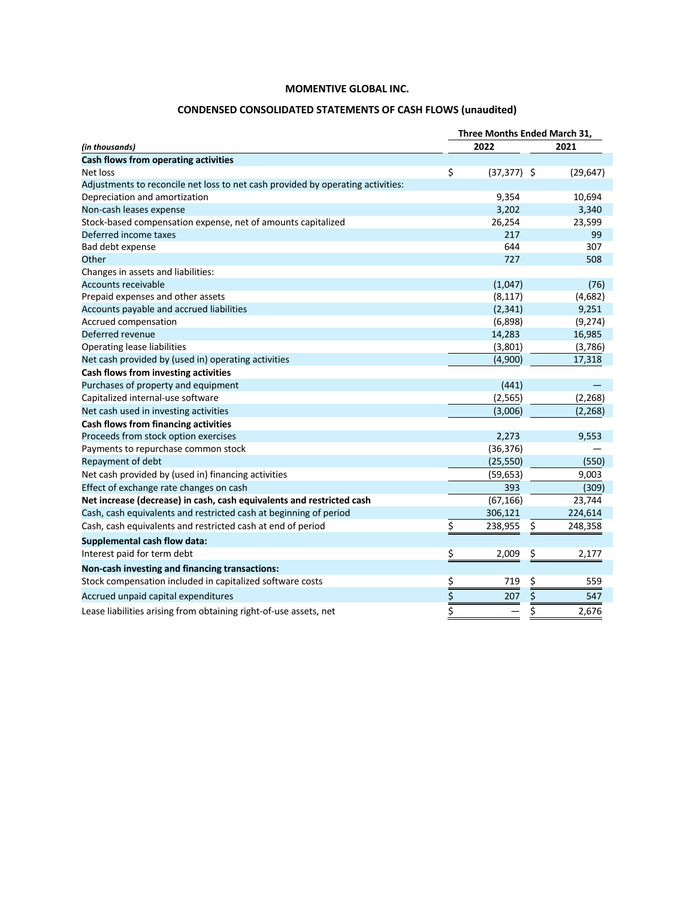# MOMENTIVE GLOBAL INC.

## CONDENSED CONSOLIDATED STATEMENTS OF CASH FLOWS (unaudited)

| *(in thousands)* | Three Months Ended March 31, 2022 | Three Months Ended March 31, 2021 |
|---|---|---|
| **Cash flows from operating activities** | | |
| Net loss | $ (37,377) | $ (29,647) |
| Adjustments to reconcile net loss to net cash provided by operating activities: | | |
| Depreciation and amortization | 9,354 | 10,694 |
| Non-cash leases expense | 3,202 | 3,340 |
| Stock-based compensation expense, net of amounts capitalized | 26,254 | 23,599 |
| Deferred income taxes | 217 | 99 |
| Bad debt expense | 644 | 307 |
| Other | 727 | 508 |
| Changes in assets and liabilities: | | |
| Accounts receivable | (1,047) | (76) |
| Prepaid expenses and other assets | (8,117) | (4,682) |
| Accounts payable and accrued liabilities | (2,341) | 9,251 |
| Accrued compensation | (6,898) | (9,274) |
| Deferred revenue | 14,283 | 16,985 |
| Operating lease liabilities | (3,801) | (3,786) |
| Net cash provided by (used in) operating activities | (4,900) | 17,318 |
| **Cash flows from investing activities** | | |
| Purchases of property and equipment | (441) | — |
| Capitalized internal-use software | (2,565) | (2,268) |
| Net cash used in investing activities | (3,006) | (2,268) |
| **Cash flows from financing activities** | | |
| Proceeds from stock option exercises | 2,273 | 9,553 |
| Payments to repurchase common stock | (36,376) | — |
| Repayment of debt | (25,550) | (550) |
| Net cash provided by (used in) financing activities | (59,653) | 9,003 |
| Effect of exchange rate changes on cash | 393 | (309) |
| **Net increase (decrease) in cash, cash equivalents and restricted cash** | (67,166) | 23,744 |
| Cash, cash equivalents and restricted cash at beginning of period | 306,121 | 224,614 |
| Cash, cash equivalents and restricted cash at end of period | $ 238,955 | $ 248,358 |
| **Supplemental cash flow data:** | | |
| Interest paid for term debt | $ 2,009 | $ 2,177 |
| **Non-cash investing and financing transactions:** | | |
| Stock compensation included in capitalized software costs | $ 719 | $ 559 |
| Accrued unpaid capital expenditures | $ 207 | $ 547 |
| Lease liabilities arising from obtaining right-of-use assets, net | $ — | $ 2,676 |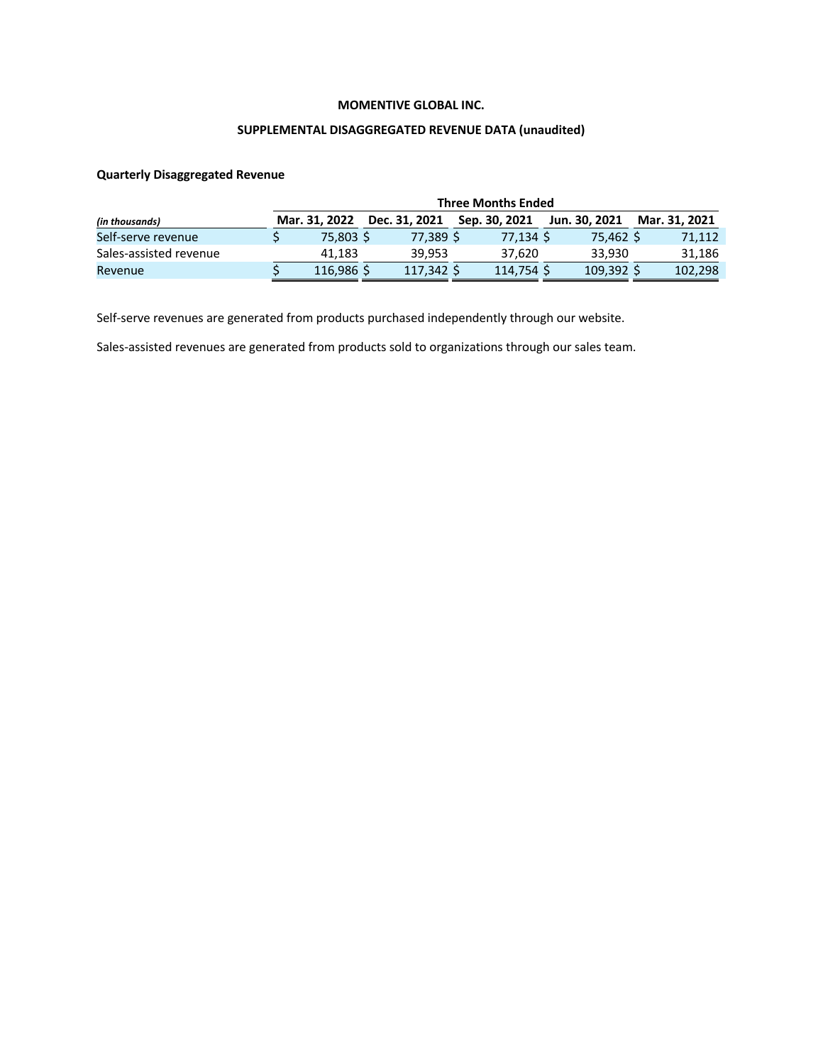**MOMENTIVE GLOBAL INC.**

**SUPPLEMENTAL DISAGGREGATED REVENUE DATA (unaudited)**

**Quarterly Disaggregated Revenue**

| | Three Months Ended | | | | |
|---|---|---|---|---|---|
| *(in thousands)* | Mar. 31, 2022 | Dec. 31, 2021 | Sep. 30, 2021 | Jun. 30, 2021 | Mar. 31, 2021 |
| Self-serve revenue | $ 75,803 | $ 77,389 | $ 77,134 | $ 75,462 | $ 71,112 |
| Sales-assisted revenue | 41,183 | 39,953 | 37,620 | 33,930 | 31,186 |
| Revenue | $ 116,986 | $ 117,342 | $ 114,754 | $ 109,392 | $ 102,298 |

Self-serve revenues are generated from products purchased independently through our website.

Sales-assisted revenues are generated from products sold to organizations through our sales team.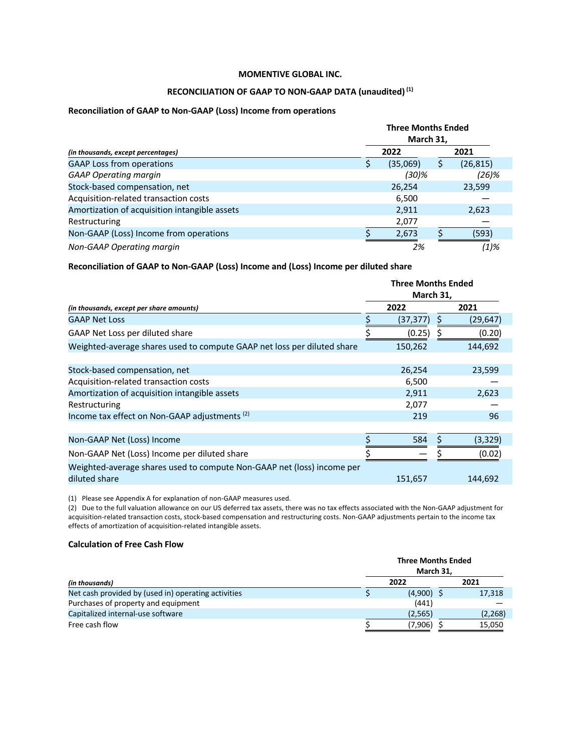**MOMENTIVE GLOBAL INC.**

**RECONCILIATION OF GAAP TO NON-GAAP DATA (unaudited)** [(1)]

### Reconciliation of GAAP to Non-GAAP (Loss) Income from operations

| *(in thousands, except percentages)* | Three Months Ended March 31, 2022 | Three Months Ended March 31, 2021 |
|---|---|---|
| GAAP Loss from operations | $ (35,069) | $ (26,815) |
| *GAAP Operating margin* | *(30)%* | *(26)%* |
| Stock-based compensation, net | 26,254 | 23,599 |
| Acquisition-related transaction costs | 6,500 | — |
| Amortization of acquisition intangible assets | 2,911 | 2,623 |
| Restructuring | 2,077 | — |
| Non-GAAP (Loss) Income from operations | $ 2,673 | $ (593) |
| *Non-GAAP Operating margin* | *2%* | *(1)%* |

### Reconciliation of GAAP to Non-GAAP (Loss) Income and (Loss) Income per diluted share

| *(in thousands, except per share amounts)* | Three Months Ended March 31, 2022 | Three Months Ended March 31, 2021 |
|---|---|---|
| GAAP Net Loss | $ (37,377) | $ (29,647) |
| GAAP Net Loss per diluted share | $ (0.25) | $ (0.20) |
| Weighted-average shares used to compute GAAP net loss per diluted share | 150,262 | 144,692 |
| | | |
| Stock-based compensation, net | 26,254 | 23,599 |
| Acquisition-related transaction costs | 6,500 | — |
| Amortization of acquisition intangible assets | 2,911 | 2,623 |
| Restructuring | 2,077 | — |
| Income tax effect on Non-GAAP adjustments [(2)] | 219 | 96 |
| | | |
| Non-GAAP Net (Loss) Income | $ 584 | $ (3,329) |
| Non-GAAP Net (Loss) Income per diluted share | $ — | $ (0.02) |
| Weighted-average shares used to compute Non-GAAP net (loss) income per diluted share | 151,657 | 144,692 |

(1) Please see Appendix A for explanation of non-GAAP measures used.

(2) Due to the full valuation allowance on our US deferred tax assets, there was no tax effects associated with the Non-GAAP adjustment for acquisition-related transaction costs, stock-based compensation and restructuring costs. Non-GAAP adjustments pertain to the income tax effects of amortization of acquisition-related intangible assets.

### Calculation of Free Cash Flow

| *(in thousands)* | Three Months Ended March 31, 2022 | Three Months Ended March 31, 2021 |
|---|---|---|
| Net cash provided by (used in) operating activities | $ (4,900) | $ 17,318 |
| Purchases of property and equipment | (441) | — |
| Capitalized internal-use software | (2,565) | (2,268) |
| Free cash flow | $ (7,906) | $ 15,050 |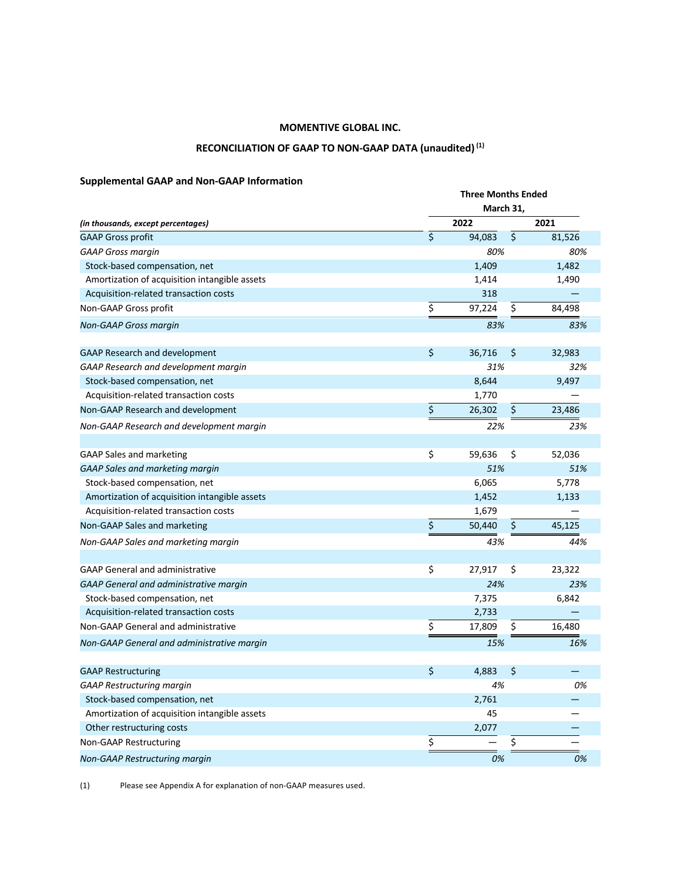**MOMENTIVE GLOBAL INC.**

**RECONCILIATION OF GAAP TO NON-GAAP DATA (unaudited) (1)**

**Supplemental GAAP and Non-GAAP Information**

| *(in thousands, except percentages)* | Three Months Ended March 31, 2022 | Three Months Ended March 31, 2021 |
|---|---|---|
| GAAP Gross profit | $ 94,083 | $ 81,526 |
| *GAAP Gross margin* | *80%* | *80%* |
| Stock-based compensation, net | 1,409 | 1,482 |
| Amortization of acquisition intangible assets | 1,414 | 1,490 |
| Acquisition-related transaction costs | 318 | — |
| Non-GAAP Gross profit | $ 97,224 | $ 84,498 |
| *Non-GAAP Gross margin* | *83%* | *83%* |
| | | |
| GAAP Research and development | $ 36,716 | $ 32,983 |
| *GAAP Research and development margin* | *31%* | *32%* |
| Stock-based compensation, net | 8,644 | 9,497 |
| Acquisition-related transaction costs | 1,770 | — |
| Non-GAAP Research and development | $ 26,302 | $ 23,486 |
| *Non-GAAP Research and development margin* | *22%* | *23%* |
| | | |
| GAAP Sales and marketing | $ 59,636 | $ 52,036 |
| *GAAP Sales and marketing margin* | *51%* | *51%* |
| Stock-based compensation, net | 6,065 | 5,778 |
| Amortization of acquisition intangible assets | 1,452 | 1,133 |
| Acquisition-related transaction costs | 1,679 | — |
| Non-GAAP Sales and marketing | $ 50,440 | $ 45,125 |
| *Non-GAAP Sales and marketing margin* | *43%* | *44%* |
| | | |
| GAAP General and administrative | $ 27,917 | $ 23,322 |
| *GAAP General and administrative margin* | *24%* | *23%* |
| Stock-based compensation, net | 7,375 | 6,842 |
| Acquisition-related transaction costs | 2,733 | — |
| Non-GAAP General and administrative | $ 17,809 | $ 16,480 |
| *Non-GAAP General and administrative margin* | *15%* | *16%* |
| | | |
| GAAP Restructuring | $ 4,883 | $ — |
| *GAAP Restructuring margin* | *4%* | *0%* |
| Stock-based compensation, net | 2,761 | — |
| Amortization of acquisition intangible assets | 45 | — |
| Other restructuring costs | 2,077 | — |
| Non-GAAP Restructuring | $ — | $ — |
| *Non-GAAP Restructuring margin* | *0%* | *0%* |

(1) Please see Appendix A for explanation of non-GAAP measures used.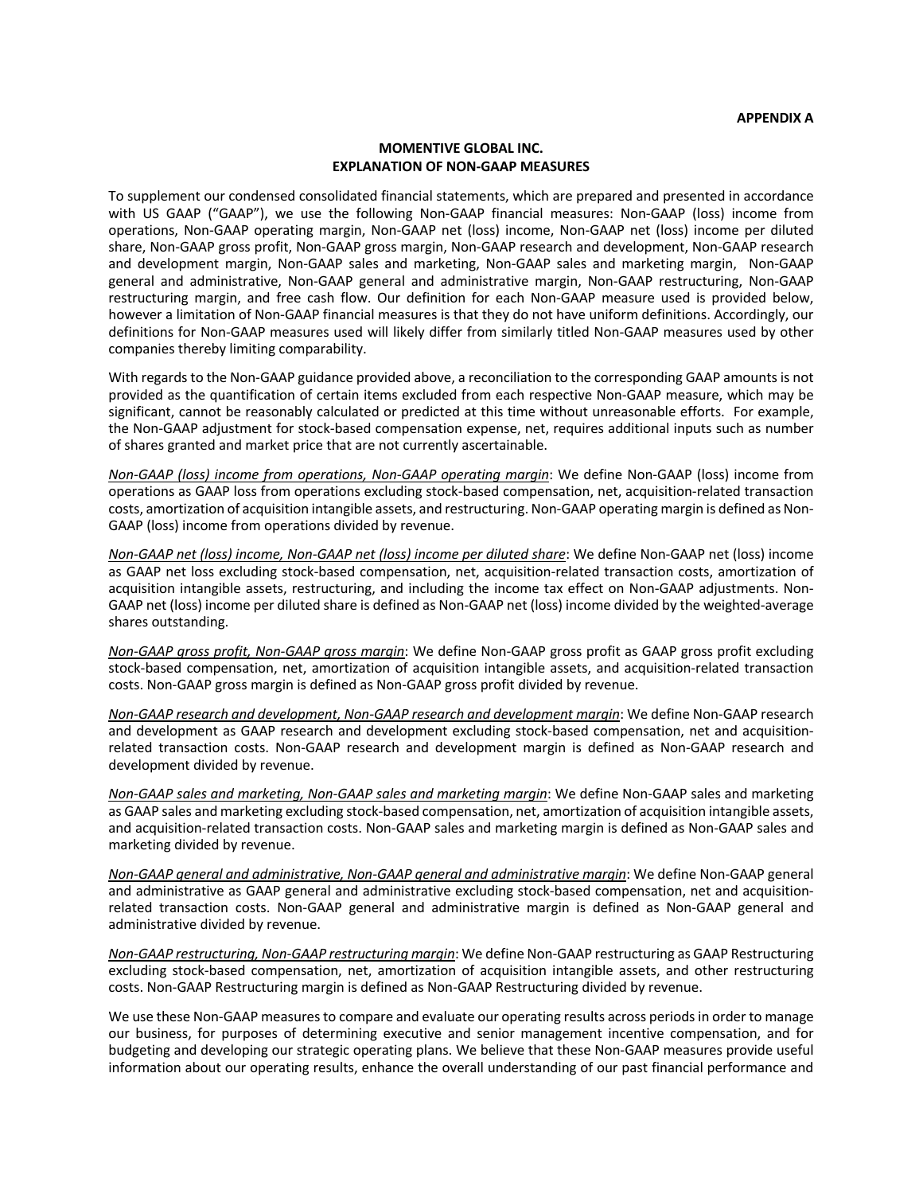**APPENDIX A**

**MOMENTIVE GLOBAL INC.**
**EXPLANATION OF NON-GAAP MEASURES**

To supplement our condensed consolidated financial statements, which are prepared and presented in accordance with US GAAP ("GAAP"), we use the following Non-GAAP financial measures: Non-GAAP (loss) income from operations, Non-GAAP operating margin, Non-GAAP net (loss) income, Non-GAAP net (loss) income per diluted share, Non-GAAP gross profit, Non-GAAP gross margin, Non-GAAP research and development, Non-GAAP research and development margin, Non-GAAP sales and marketing, Non-GAAP sales and marketing margin, Non-GAAP general and administrative, Non-GAAP general and administrative margin, Non-GAAP restructuring, Non-GAAP restructuring margin, and free cash flow. Our definition for each Non-GAAP measure used is provided below, however a limitation of Non-GAAP financial measures is that they do not have uniform definitions. Accordingly, our definitions for Non-GAAP measures used will likely differ from similarly titled Non-GAAP measures used by other companies thereby limiting comparability.

With regards to the Non-GAAP guidance provided above, a reconciliation to the corresponding GAAP amounts is not provided as the quantification of certain items excluded from each respective Non-GAAP measure, which may be significant, cannot be reasonably calculated or predicted at this time without unreasonable efforts. For example, the Non-GAAP adjustment for stock-based compensation expense, net, requires additional inputs such as number of shares granted and market price that are not currently ascertainable.

*Non-GAAP (loss) income from operations, Non-GAAP operating margin*: We define Non-GAAP (loss) income from operations as GAAP loss from operations excluding stock-based compensation, net, acquisition-related transaction costs, amortization of acquisition intangible assets, and restructuring. Non-GAAP operating margin is defined as Non-GAAP (loss) income from operations divided by revenue.

*Non-GAAP net (loss) income, Non-GAAP net (loss) income per diluted share*: We define Non-GAAP net (loss) income as GAAP net loss excluding stock-based compensation, net, acquisition-related transaction costs, amortization of acquisition intangible assets, restructuring, and including the income tax effect on Non-GAAP adjustments. Non-GAAP net (loss) income per diluted share is defined as Non-GAAP net (loss) income divided by the weighted-average shares outstanding.

*Non-GAAP gross profit, Non-GAAP gross margin*: We define Non-GAAP gross profit as GAAP gross profit excluding stock-based compensation, net, amortization of acquisition intangible assets, and acquisition-related transaction costs. Non-GAAP gross margin is defined as Non-GAAP gross profit divided by revenue.

*Non-GAAP research and development, Non-GAAP research and development margin*: We define Non-GAAP research and development as GAAP research and development excluding stock-based compensation, net and acquisition-related transaction costs. Non-GAAP research and development margin is defined as Non-GAAP research and development divided by revenue.

*Non-GAAP sales and marketing, Non-GAAP sales and marketing margin*: We define Non-GAAP sales and marketing as GAAP sales and marketing excluding stock-based compensation, net, amortization of acquisition intangible assets, and acquisition-related transaction costs. Non-GAAP sales and marketing margin is defined as Non-GAAP sales and marketing divided by revenue.

*Non-GAAP general and administrative, Non-GAAP general and administrative margin*: We define Non-GAAP general and administrative as GAAP general and administrative excluding stock-based compensation, net and acquisition-related transaction costs. Non-GAAP general and administrative margin is defined as Non-GAAP general and administrative divided by revenue.

*Non-GAAP restructuring, Non-GAAP restructuring margin*: We define Non-GAAP restructuring as GAAP Restructuring excluding stock-based compensation, net, amortization of acquisition intangible assets, and other restructuring costs. Non-GAAP Restructuring margin is defined as Non-GAAP Restructuring divided by revenue.

We use these Non-GAAP measures to compare and evaluate our operating results across periods in order to manage our business, for purposes of determining executive and senior management incentive compensation, and for budgeting and developing our strategic operating plans. We believe that these Non-GAAP measures provide useful information about our operating results, enhance the overall understanding of our past financial performance and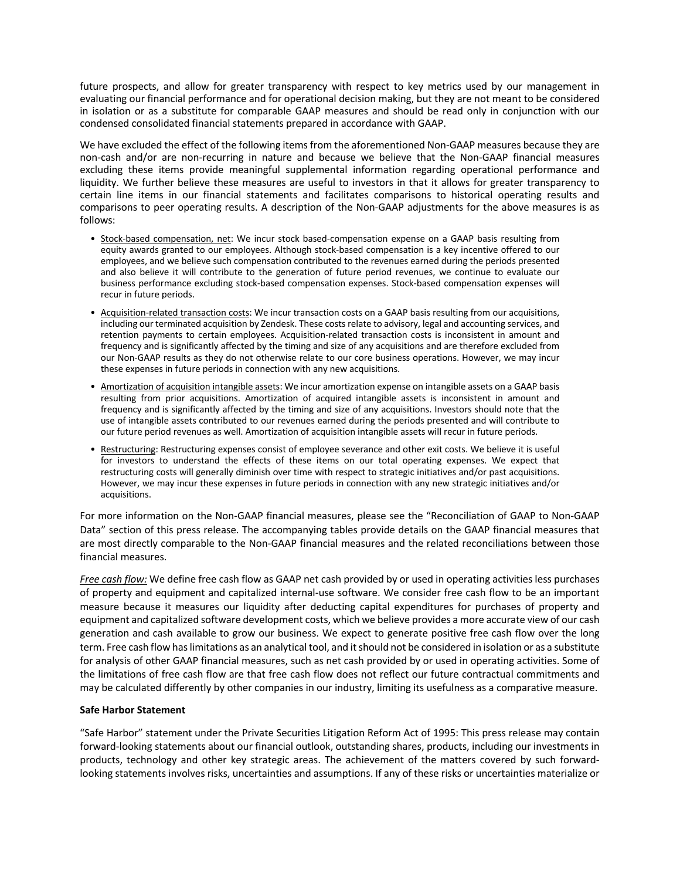future prospects, and allow for greater transparency with respect to key metrics used by our management in evaluating our financial performance and for operational decision making, but they are not meant to be considered in isolation or as a substitute for comparable GAAP measures and should be read only in conjunction with our condensed consolidated financial statements prepared in accordance with GAAP.

We have excluded the effect of the following items from the aforementioned Non-GAAP measures because they are non-cash and/or are non-recurring in nature and because we believe that the Non-GAAP financial measures excluding these items provide meaningful supplemental information regarding operational performance and liquidity. We further believe these measures are useful to investors in that it allows for greater transparency to certain line items in our financial statements and facilitates comparisons to historical operating results and comparisons to peer operating results. A description of the Non-GAAP adjustments for the above measures is as follows:

- Stock-based compensation, net: We incur stock based-compensation expense on a GAAP basis resulting from equity awards granted to our employees. Although stock-based compensation is a key incentive offered to our employees, and we believe such compensation contributed to the revenues earned during the periods presented and also believe it will contribute to the generation of future period revenues, we continue to evaluate our business performance excluding stock-based compensation expenses. Stock-based compensation expenses will recur in future periods.
- Acquisition-related transaction costs: We incur transaction costs on a GAAP basis resulting from our acquisitions, including our terminated acquisition by Zendesk. These costs relate to advisory, legal and accounting services, and retention payments to certain employees. Acquisition-related transaction costs is inconsistent in amount and frequency and is significantly affected by the timing and size of any acquisitions and are therefore excluded from our Non-GAAP results as they do not otherwise relate to our core business operations. However, we may incur these expenses in future periods in connection with any new acquisitions.
- Amortization of acquisition intangible assets: We incur amortization expense on intangible assets on a GAAP basis resulting from prior acquisitions. Amortization of acquired intangible assets is inconsistent in amount and frequency and is significantly affected by the timing and size of any acquisitions. Investors should note that the use of intangible assets contributed to our revenues earned during the periods presented and will contribute to our future period revenues as well. Amortization of acquisition intangible assets will recur in future periods.
- Restructuring: Restructuring expenses consist of employee severance and other exit costs. We believe it is useful for investors to understand the effects of these items on our total operating expenses. We expect that restructuring costs will generally diminish over time with respect to strategic initiatives and/or past acquisitions. However, we may incur these expenses in future periods in connection with any new strategic initiatives and/or acquisitions.

For more information on the Non-GAAP financial measures, please see the "Reconciliation of GAAP to Non-GAAP Data" section of this press release. The accompanying tables provide details on the GAAP financial measures that are most directly comparable to the Non-GAAP financial measures and the related reconciliations between those financial measures.

*Free cash flow:* We define free cash flow as GAAP net cash provided by or used in operating activities less purchases of property and equipment and capitalized internal-use software. We consider free cash flow to be an important measure because it measures our liquidity after deducting capital expenditures for purchases of property and equipment and capitalized software development costs, which we believe provides a more accurate view of our cash generation and cash available to grow our business. We expect to generate positive free cash flow over the long term. Free cash flow has limitations as an analytical tool, and it should not be considered in isolation or as a substitute for analysis of other GAAP financial measures, such as net cash provided by or used in operating activities. Some of the limitations of free cash flow are that free cash flow does not reflect our future contractual commitments and may be calculated differently by other companies in our industry, limiting its usefulness as a comparative measure.

**Safe Harbor Statement**

"Safe Harbor" statement under the Private Securities Litigation Reform Act of 1995: This press release may contain forward-looking statements about our financial outlook, outstanding shares, products, including our investments in products, technology and other key strategic areas. The achievement of the matters covered by such forward-looking statements involves risks, uncertainties and assumptions. If any of these risks or uncertainties materialize or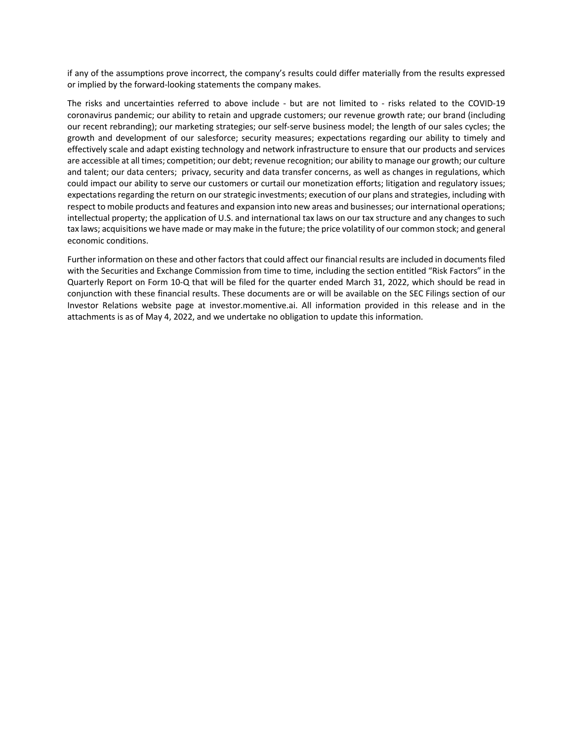if any of the assumptions prove incorrect, the company's results could differ materially from the results expressed or implied by the forward-looking statements the company makes.

The risks and uncertainties referred to above include - but are not limited to - risks related to the COVID-19 coronavirus pandemic; our ability to retain and upgrade customers; our revenue growth rate; our brand (including our recent rebranding); our marketing strategies; our self-serve business model; the length of our sales cycles; the growth and development of our salesforce; security measures; expectations regarding our ability to timely and effectively scale and adapt existing technology and network infrastructure to ensure that our products and services are accessible at all times; competition; our debt; revenue recognition; our ability to manage our growth; our culture and talent; our data centers; privacy, security and data transfer concerns, as well as changes in regulations, which could impact our ability to serve our customers or curtail our monetization efforts; litigation and regulatory issues; expectations regarding the return on our strategic investments; execution of our plans and strategies, including with respect to mobile products and features and expansion into new areas and businesses; our international operations; intellectual property; the application of U.S. and international tax laws on our tax structure and any changes to such tax laws; acquisitions we have made or may make in the future; the price volatility of our common stock; and general economic conditions.

Further information on these and other factors that could affect our financial results are included in documents filed with the Securities and Exchange Commission from time to time, including the section entitled "Risk Factors" in the Quarterly Report on Form 10-Q that will be filed for the quarter ended March 31, 2022, which should be read in conjunction with these financial results. These documents are or will be available on the SEC Filings section of our Investor Relations website page at investor.momentive.ai. All information provided in this release and in the attachments is as of May 4, 2022, and we undertake no obligation to update this information.